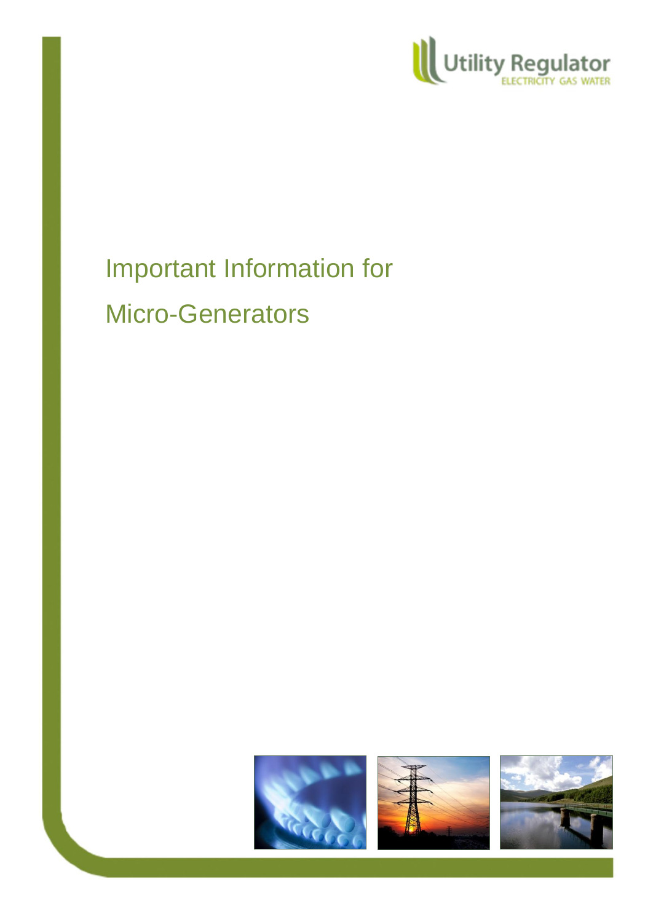Utility Regulator

ELECTRICITY GAS WATER

# Important Information for Micro-Generators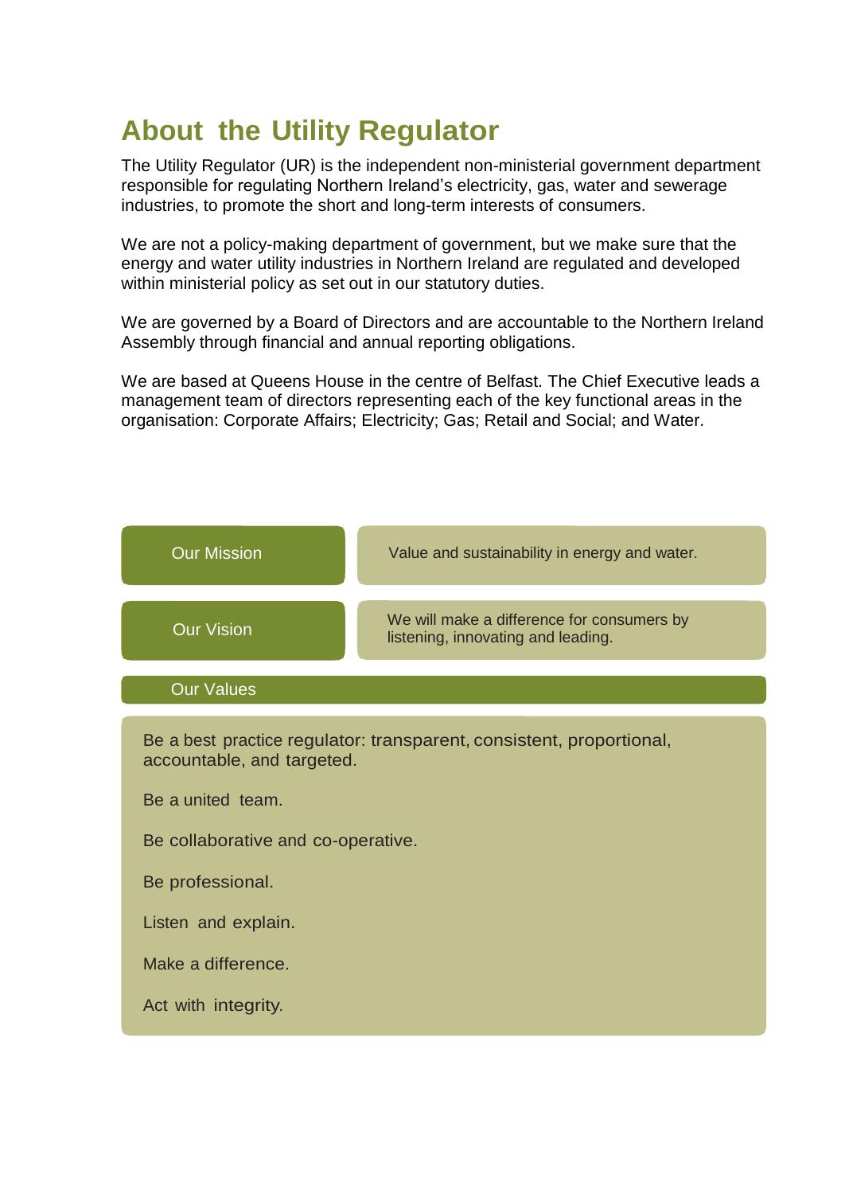# About the Utility Regulator

The Utility Regulator (UR) is the independent non-ministerial government department responsible for regulating Northern Ireland's electricity, gas, water and sewerage industries, to promote the short and long-term interests of consumers.

We are not a policy-making department of government, but we make sure that the energy and water utility industries in Northern Ireland are regulated and developed within ministerial policy as set out in our statutory duties.

We are governed by a Board of Directors and are accountable to the Northern Ireland Assembly through financial and annual reporting obligations.

We are based at Queens House in the centre of Belfast. The Chief Executive leads a management team of directors representing each of the key functional areas in the organisation: Corporate Affairs; Electricity; Gas; Retail and Social; and Water.

| | |
|---|---|
| **Our Mission** | Value and sustainability in energy and water. |
| **Our Vision** | We will make a difference for consumers by listening, innovating and leading. |

**Our Values**

- Be a best practice regulator: transparent, consistent, proportional, accountable, and targeted.
- Be a united team.
- Be collaborative and co-operative.
- Be professional.
- Listen and explain.
- Make a difference.
- Act with integrity.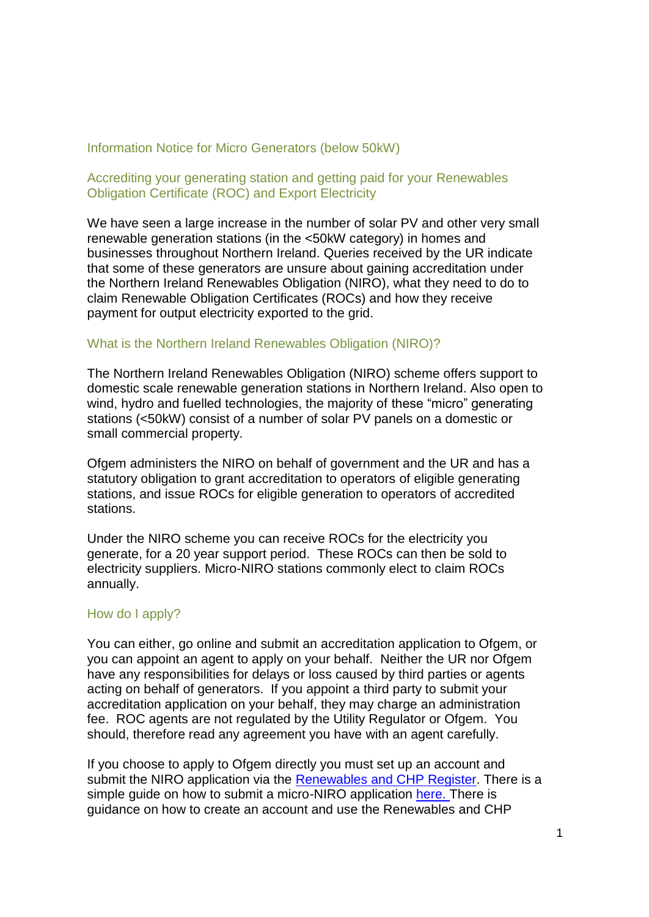## Information Notice for Micro Generators (below 50kW)

### Accrediting your generating station and getting paid for your Renewables Obligation Certificate (ROC) and Export Electricity

We have seen a large increase in the number of solar PV and other very small renewable generation stations (in the <50kW category) in homes and businesses throughout Northern Ireland. Queries received by the UR indicate that some of these generators are unsure about gaining accreditation under the Northern Ireland Renewables Obligation (NIRO), what they need to do to claim Renewable Obligation Certificates (ROCs) and how they receive payment for output electricity exported to the grid.

### What is the Northern Ireland Renewables Obligation (NIRO)?

The Northern Ireland Renewables Obligation (NIRO) scheme offers support to domestic scale renewable generation stations in Northern Ireland. Also open to wind, hydro and fuelled technologies, the majority of these "micro" generating stations (<50kW) consist of a number of solar PV panels on a domestic or small commercial property.

Ofgem administers the NIRO on behalf of government and the UR and has a statutory obligation to grant accreditation to operators of eligible generating stations, and issue ROCs for eligible generation to operators of accredited stations.

Under the NIRO scheme you can receive ROCs for the electricity you generate, for a 20 year support period. These ROCs can then be sold to electricity suppliers. Micro-NIRO stations commonly elect to claim ROCs annually.

### How do I apply?

You can either, go online and submit an accreditation application to Ofgem, or you can appoint an agent to apply on your behalf. Neither the UR nor Ofgem have any responsibilities for delays or loss caused by third parties or agents acting on behalf of generators. If you appoint a third party to submit your accreditation application on your behalf, they may charge an administration fee. ROC agents are not regulated by the Utility Regulator or Ofgem. You should, therefore read any agreement you have with an agent carefully.

If you choose to apply to Ofgem directly you must set up an account and submit the NIRO application via the Renewables and CHP Register. There is a simple guide on how to submit a micro-NIRO application here. There is guidance on how to create an account and use the Renewables and CHP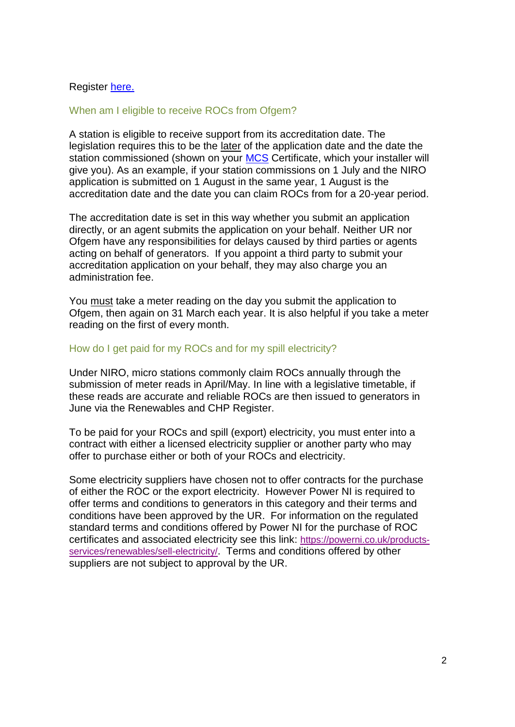Register [here.](#)

### When am I eligible to receive ROCs from Ofgem?

A station is eligible to receive support from its accreditation date. The legislation requires this to be the later of the application date and the date the station commissioned (shown on your [MCS](#) Certificate, which your installer will give you). As an example, if your station commissions on 1 July and the NIRO application is submitted on 1 August in the same year, 1 August is the accreditation date and the date you can claim ROCs from for a 20-year period.

The accreditation date is set in this way whether you submit an application directly, or an agent submits the application on your behalf. Neither UR nor Ofgem have any responsibilities for delays caused by third parties or agents acting on behalf of generators. If you appoint a third party to submit your accreditation application on your behalf, they may also charge you an administration fee.

You must take a meter reading on the day you submit the application to Ofgem, then again on 31 March each year. It is also helpful if you take a meter reading on the first of every month.

### How do I get paid for my ROCs and for my spill electricity?

Under NIRO, micro stations commonly claim ROCs annually through the submission of meter reads in April/May. In line with a legislative timetable, if these reads are accurate and reliable ROCs are then issued to generators in June via the Renewables and CHP Register.

To be paid for your ROCs and spill (export) electricity, you must enter into a contract with either a licensed electricity supplier or another party who may offer to purchase either or both of your ROCs and electricity.

Some electricity suppliers have chosen not to offer contracts for the purchase of either the ROC or the export electricity. However Power NI is required to offer terms and conditions to generators in this category and their terms and conditions have been approved by the UR. For information on the regulated standard terms and conditions offered by Power NI for the purchase of ROC certificates and associated electricity see this link: [https://powerni.co.uk/products-services/renewables/sell-electricity/](https://powerni.co.uk/products-services/renewables/sell-electricity/). Terms and conditions offered by other suppliers are not subject to approval by the UR.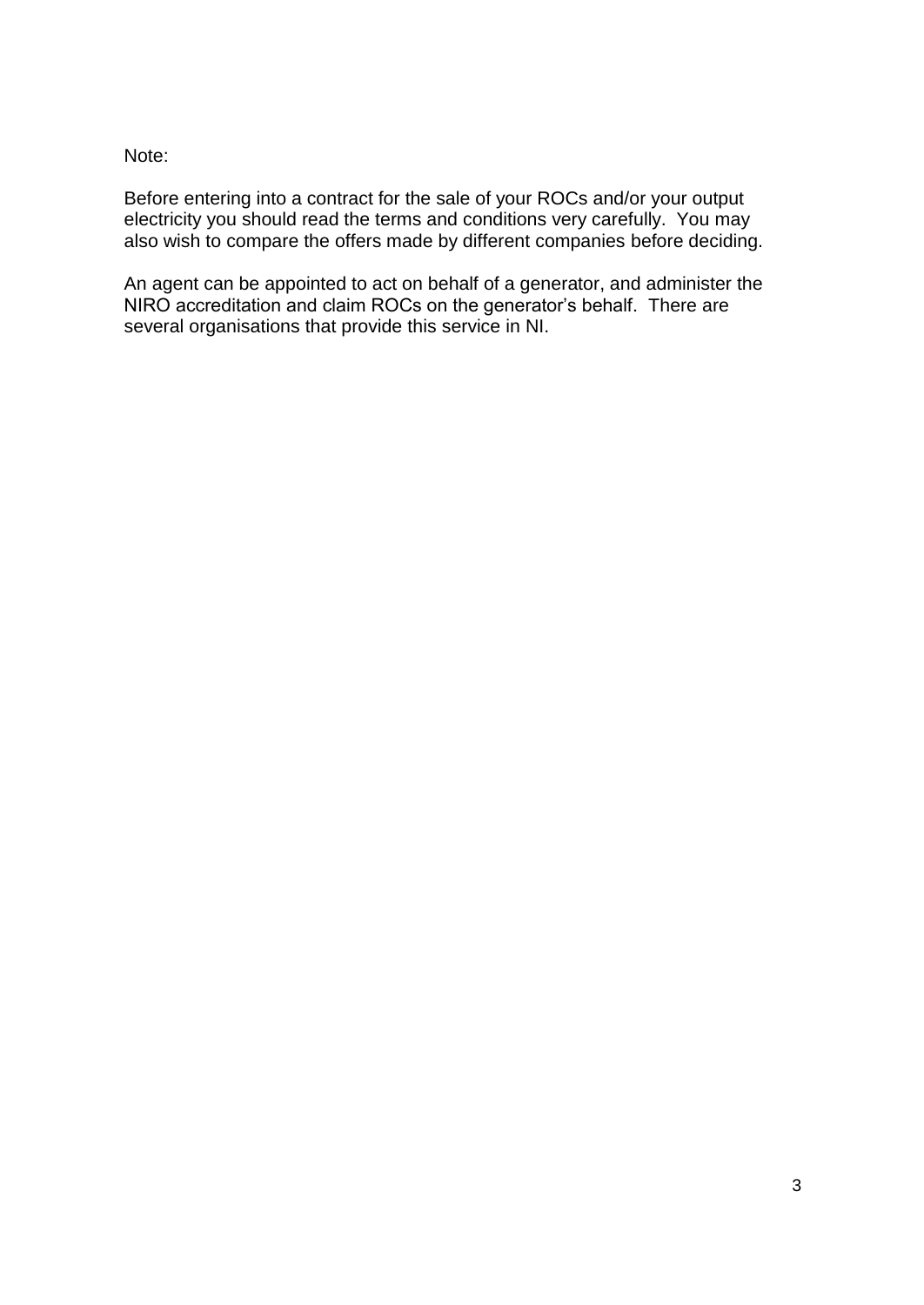Note:

Before entering into a contract for the sale of your ROCs and/or your output electricity you should read the terms and conditions very carefully. You may also wish to compare the offers made by different companies before deciding.

An agent can be appointed to act on behalf of a generator, and administer the NIRO accreditation and claim ROCs on the generator's behalf. There are several organisations that provide this service in NI.